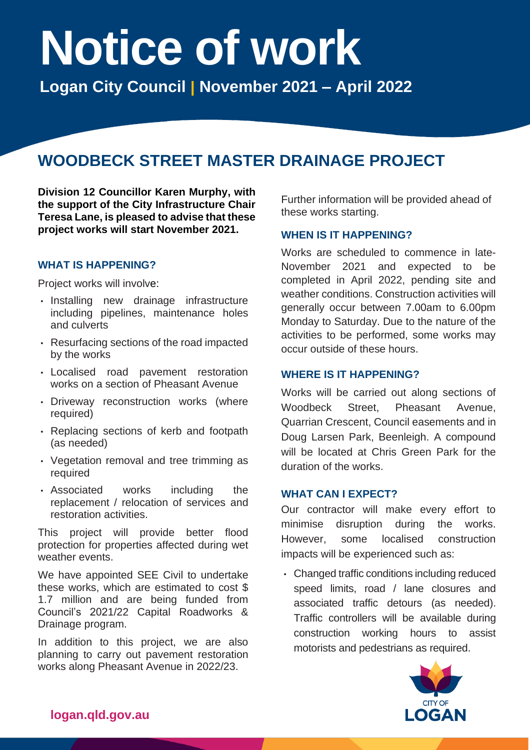# Notice of work

**Logan City Council | November 2021 – April 2022**

## WOODBECK STREET MASTER DRAINAGE PROJECT

**Division 12 Councillor Karen Murphy, with the support of the City Infrastructure Chair Teresa Lane, is pleased to advise that these project works will start November 2021.**

### WHAT IS HAPPENING?

Project works will involve:

- Installing new drainage infrastructure including pipelines, maintenance holes and culverts
- Resurfacing sections of the road impacted by the works
- Localised road pavement restoration works on a section of Pheasant Avenue
- Driveway reconstruction works (where required)
- Replacing sections of kerb and footpath (as needed)
- Vegetation removal and tree trimming as required
- Associated works including the replacement / relocation of services and restoration activities.

This project will provide better flood protection for properties affected during wet weather events.

We have appointed SEE Civil to undertake these works, which are estimated to cost $ 1.7 million and are being funded from Council's 2021/22 Capital Roadworks & Drainage program.

In addition to this project, we are also planning to carry out pavement restoration works along Pheasant Avenue in 2022/23.

Further information will be provided ahead of these works starting.

### WHEN IS IT HAPPENING?

Works are scheduled to commence in late-November 2021 and expected to be completed in April 2022, pending site and weather conditions. Construction activities will generally occur between 7.00am to 6.00pm Monday to Saturday. Due to the nature of the activities to be performed, some works may occur outside of these hours.

### WHERE IS IT HAPPENING?

Works will be carried out along sections of Woodbeck Street, Pheasant Avenue, Quarrian Crescent, Council easements and in Doug Larsen Park, Beenleigh. A compound will be located at Chris Green Park for the duration of the works.

### WHAT CAN I EXPECT?

Our contractor will make every effort to minimise disruption during the works. However, some localised construction impacts will be experienced such as:

- Changed traffic conditions including reduced speed limits, road / lane closures and associated traffic detours (as needed). Traffic controllers will be available during construction working hours to assist motorists and pedestrians as required.

logan.qld.gov.au

CITY OF LOGAN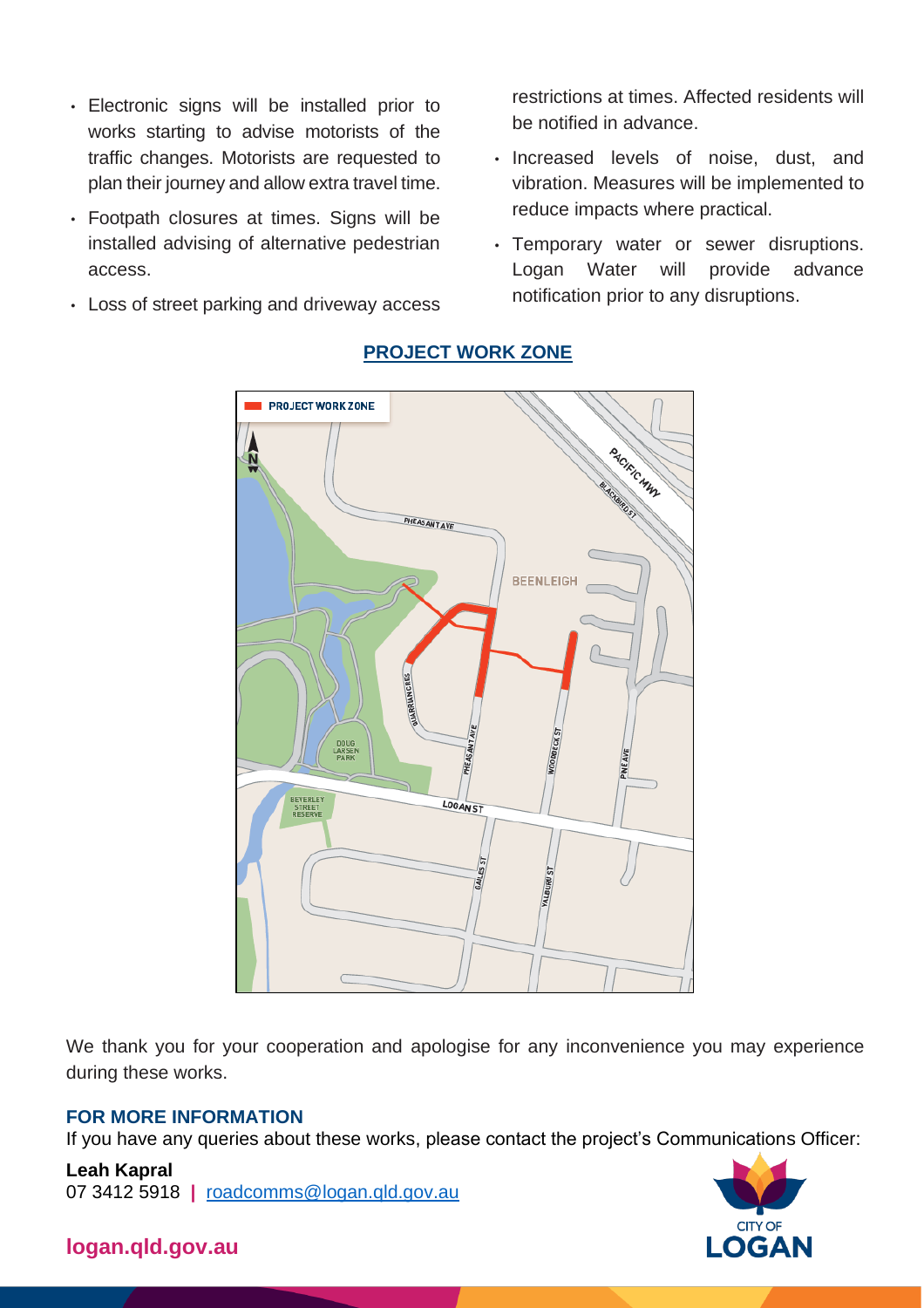- Electronic signs will be installed prior to works starting to advise motorists of the traffic changes. Motorists are requested to plan their journey and allow extra travel time.
- Footpath closures at times. Signs will be installed advising of alternative pedestrian access.
- Loss of street parking and driveway access restrictions at times. Affected residents will be notified in advance.
- Increased levels of noise, dust, and vibration. Measures will be implemented to reduce impacts where practical.
- Temporary water or sewer disruptions. Logan Water will provide advance notification prior to any disruptions.

## PROJECT WORK ZONE

PROJECT WORK ZONE

N

PACIFIC MWY

BLACKBIRD ST

PHEASANT AVE

BEENLEIGH

QUARRIAN CRES

PHEASANT AVE

WOODBECK ST

PINE AVE

DOUG LARSEN PARK

BEVERLEY STREET RESERVE

LOGAN ST

GAILES ST

YALBURU ST

We thank you for your cooperation and apologise for any inconvenience you may experience during these works.

### FOR MORE INFORMATION

If you have any queries about these works, please contact the project's Communications Officer:

**Leah Kapral**
07 3412 5918 | roadcomms@logan.qld.gov.au

**logan.qld.gov.au**

CITY OF LOGAN